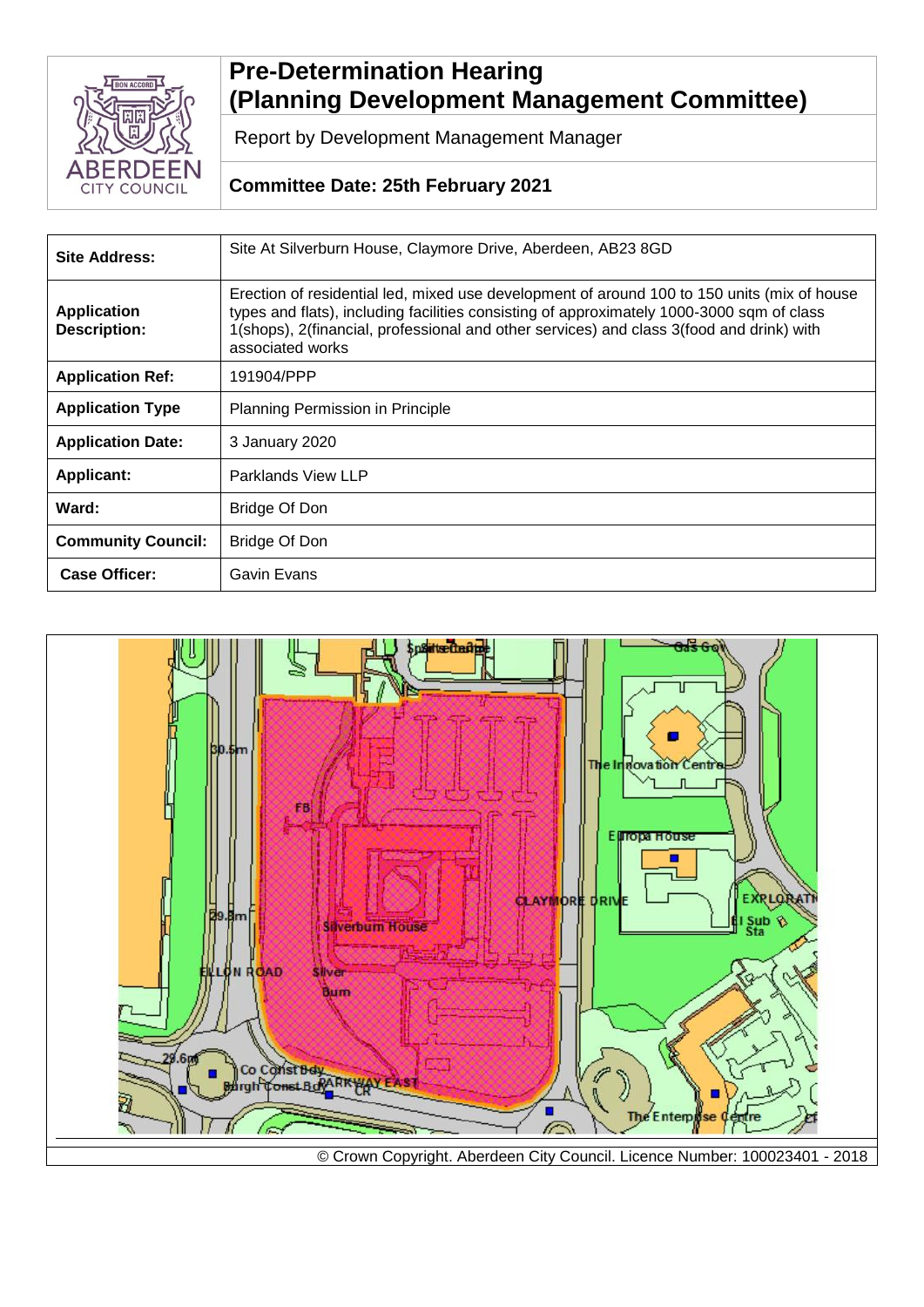# Pre-Determination Hearing (Planning Development Management Committee)

Report by Development Management Manager

**Committee Date: 25th February 2021**

| | |
|---|---|
| **Site Address:** | Site At Silverburn House, Claymore Drive, Aberdeen, AB23 8GD |
| **Application Description:** | Erection of residential led, mixed use development of around 100 to 150 units (mix of house types and flats), including facilities consisting of approximately 1000-3000 sqm of class 1(shops), 2(financial, professional and other services) and class 3(food and drink) with associated works |
| **Application Ref:** | 191904/PPP |
| **Application Type** | Planning Permission in Principle |
| **Application Date:** | 3 January 2020 |
| **Applicant:** | Parklands View LLP |
| **Ward:** | Bridge Of Don |
| **Community Council:** | Bridge Of Don |
| **Case Officer:** | Gavin Evans |

© Crown Copyright. Aberdeen City Council. Licence Number: 100023401 - 2018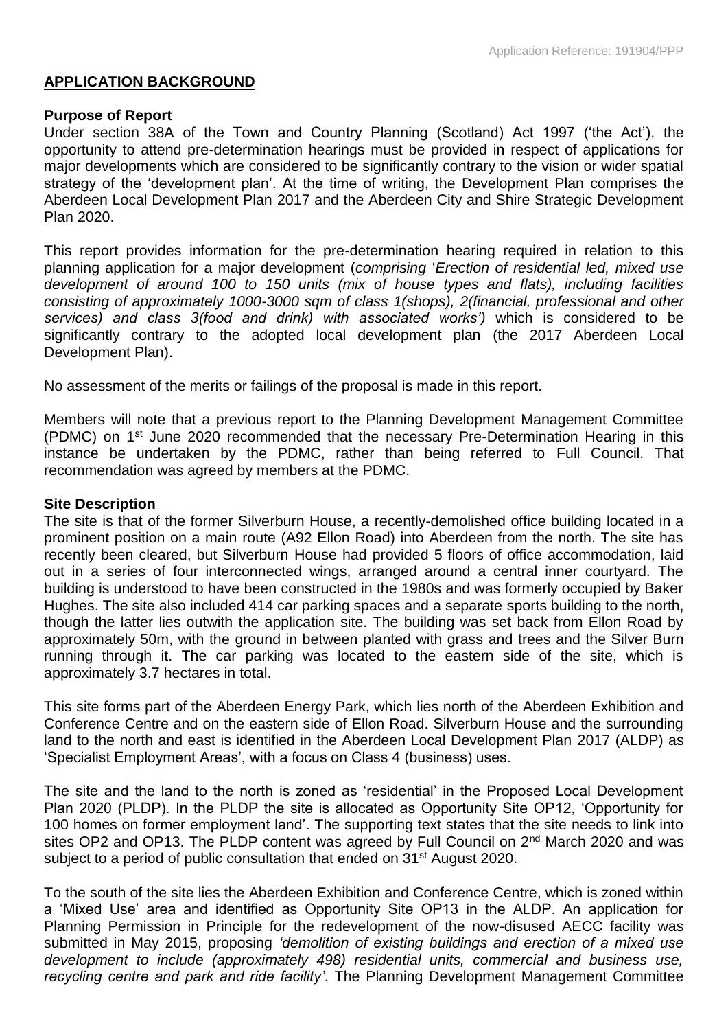## APPLICATION BACKGROUND

### Purpose of Report

Under section 38A of the Town and Country Planning (Scotland) Act 1997 ('the Act'), the opportunity to attend pre-determination hearings must be provided in respect of applications for major developments which are considered to be significantly contrary to the vision or wider spatial strategy of the 'development plan'. At the time of writing, the Development Plan comprises the Aberdeen Local Development Plan 2017 and the Aberdeen City and Shire Strategic Development Plan 2020.

This report provides information for the pre-determination hearing required in relation to this planning application for a major development (*comprising 'Erection of residential led, mixed use development of around 100 to 150 units (mix of house types and flats), including facilities consisting of approximately 1000-3000 sqm of class 1(shops), 2(financial, professional and other services) and class 3(food and drink) with associated works')* which is considered to be significantly contrary to the adopted local development plan (the 2017 Aberdeen Local Development Plan).

<u>No assessment of the merits or failings of the proposal is made in this report.</u>

Members will note that a previous report to the Planning Development Management Committee (PDMC) on 1st June 2020 recommended that the necessary Pre-Determination Hearing in this instance be undertaken by the PDMC, rather than being referred to Full Council. That recommendation was agreed by members at the PDMC.

### Site Description

The site is that of the former Silverburn House, a recently-demolished office building located in a prominent position on a main route (A92 Ellon Road) into Aberdeen from the north. The site has recently been cleared, but Silverburn House had provided 5 floors of office accommodation, laid out in a series of four interconnected wings, arranged around a central inner courtyard. The building is understood to have been constructed in the 1980s and was formerly occupied by Baker Hughes. The site also included 414 car parking spaces and a separate sports building to the north, though the latter lies outwith the application site. The building was set back from Ellon Road by approximately 50m, with the ground in between planted with grass and trees and the Silver Burn running through it. The car parking was located to the eastern side of the site, which is approximately 3.7 hectares in total.

This site forms part of the Aberdeen Energy Park, which lies north of the Aberdeen Exhibition and Conference Centre and on the eastern side of Ellon Road. Silverburn House and the surrounding land to the north and east is identified in the Aberdeen Local Development Plan 2017 (ALDP) as 'Specialist Employment Areas', with a focus on Class 4 (business) uses.

The site and the land to the north is zoned as 'residential' in the Proposed Local Development Plan 2020 (PLDP). In the PLDP the site is allocated as Opportunity Site OP12, 'Opportunity for 100 homes on former employment land'. The supporting text states that the site needs to link into sites OP2 and OP13. The PLDP content was agreed by Full Council on 2nd March 2020 and was subject to a period of public consultation that ended on 31st August 2020.

To the south of the site lies the Aberdeen Exhibition and Conference Centre, which is zoned within a 'Mixed Use' area and identified as Opportunity Site OP13 in the ALDP. An application for Planning Permission in Principle for the redevelopment of the now-disused AECC facility was submitted in May 2015, proposing *'demolition of existing buildings and erection of a mixed use development to include (approximately 498) residential units, commercial and business use, recycling centre and park and ride facility'*. The Planning Development Management Committee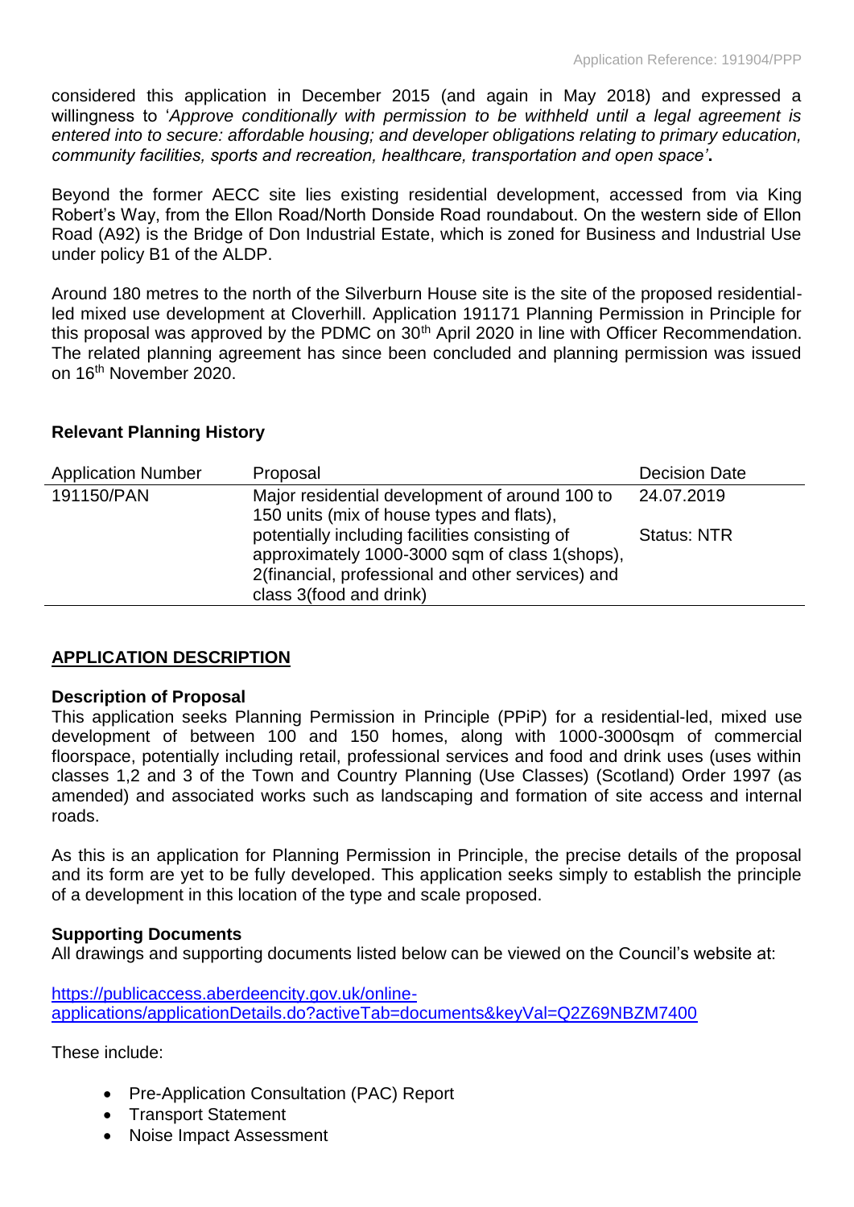considered this application in December 2015 (and again in May 2018) and expressed a willingness to '*Approve conditionally with permission to be withheld until a legal agreement is entered into to secure: affordable housing; and developer obligations relating to primary education, community facilities, sports and recreation, healthcare, transportation and open space'*.

Beyond the former AECC site lies existing residential development, accessed from via King Robert's Way, from the Ellon Road/North Donside Road roundabout. On the western side of Ellon Road (A92) is the Bridge of Don Industrial Estate, which is zoned for Business and Industrial Use under policy B1 of the ALDP.

Around 180 metres to the north of the Silverburn House site is the site of the proposed residential-led mixed use development at Cloverhill. Application 191171 Planning Permission in Principle for this proposal was approved by the PDMC on 30th April 2020 in line with Officer Recommendation. The related planning agreement has since been concluded and planning permission was issued on 16th November 2020.

**Relevant Planning History**

| Application Number | Proposal | Decision Date |
|---|---|---|
| 191150/PAN | Major residential development of around 100 to 150 units (mix of house types and flats), potentially including facilities consisting of approximately 1000-3000 sqm of class 1(shops), 2(financial, professional and other services) and class 3(food and drink) | 24.07.2019<br><br>Status: NTR |

## APPLICATION DESCRIPTION

**Description of Proposal**

This application seeks Planning Permission in Principle (PPiP) for a residential-led, mixed use development of between 100 and 150 homes, along with 1000-3000sqm of commercial floorspace, potentially including retail, professional services and food and drink uses (uses within classes 1,2 and 3 of the Town and Country Planning (Use Classes) (Scotland) Order 1997 (as amended) and associated works such as landscaping and formation of site access and internal roads.

As this is an application for Planning Permission in Principle, the precise details of the proposal and its form are yet to be fully developed. This application seeks simply to establish the principle of a development in this location of the type and scale proposed.

**Supporting Documents**

All drawings and supporting documents listed below can be viewed on the Council's website at:

https://publicaccess.aberdeencity.gov.uk/online-applications/applicationDetails.do?activeTab=documents&keyVal=Q2Z69NBZM7400

These include:

- Pre-Application Consultation (PAC) Report
- Transport Statement
- Noise Impact Assessment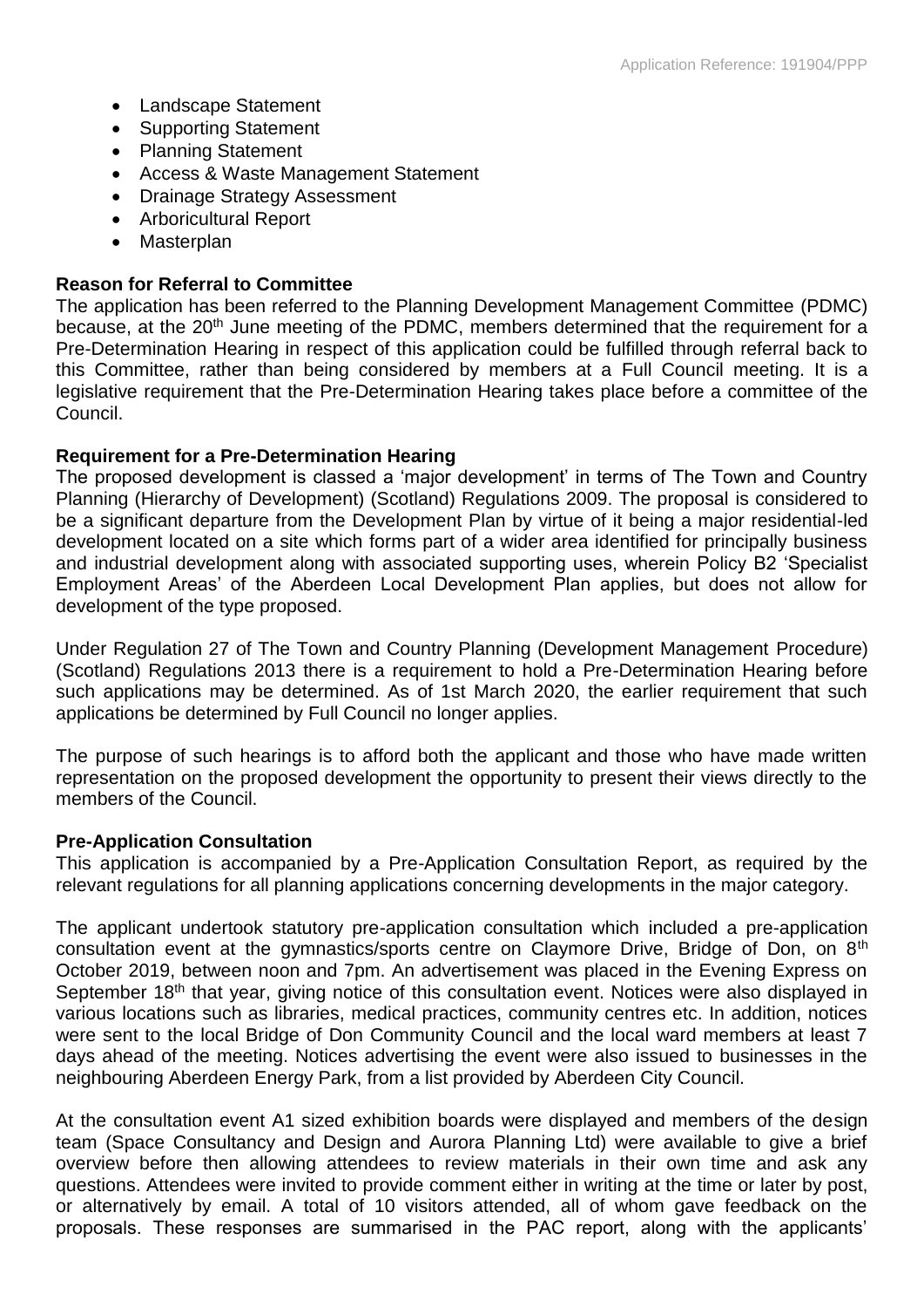- Landscape Statement
- Supporting Statement
- Planning Statement
- Access & Waste Management Statement
- Drainage Strategy Assessment
- Arboricultural Report
- Masterplan

**Reason for Referral to Committee**

The application has been referred to the Planning Development Management Committee (PDMC) because, at the 20th June meeting of the PDMC, members determined that the requirement for a Pre-Determination Hearing in respect of this application could be fulfilled through referral back to this Committee, rather than being considered by members at a Full Council meeting. It is a legislative requirement that the Pre-Determination Hearing takes place before a committee of the Council.

**Requirement for a Pre-Determination Hearing**

The proposed development is classed a 'major development' in terms of The Town and Country Planning (Hierarchy of Development) (Scotland) Regulations 2009. The proposal is considered to be a significant departure from the Development Plan by virtue of it being a major residential-led development located on a site which forms part of a wider area identified for principally business and industrial development along with associated supporting uses, wherein Policy B2 'Specialist Employment Areas' of the Aberdeen Local Development Plan applies, but does not allow for development of the type proposed.

Under Regulation 27 of The Town and Country Planning (Development Management Procedure) (Scotland) Regulations 2013 there is a requirement to hold a Pre-Determination Hearing before such applications may be determined. As of 1st March 2020, the earlier requirement that such applications be determined by Full Council no longer applies.

The purpose of such hearings is to afford both the applicant and those who have made written representation on the proposed development the opportunity to present their views directly to the members of the Council.

**Pre-Application Consultation**

This application is accompanied by a Pre-Application Consultation Report, as required by the relevant regulations for all planning applications concerning developments in the major category.

The applicant undertook statutory pre-application consultation which included a pre-application consultation event at the gymnastics/sports centre on Claymore Drive, Bridge of Don, on 8th October 2019, between noon and 7pm. An advertisement was placed in the Evening Express on September 18th that year, giving notice of this consultation event. Notices were also displayed in various locations such as libraries, medical practices, community centres etc. In addition, notices were sent to the local Bridge of Don Community Council and the local ward members at least 7 days ahead of the meeting. Notices advertising the event were also issued to businesses in the neighbouring Aberdeen Energy Park, from a list provided by Aberdeen City Council.

At the consultation event A1 sized exhibition boards were displayed and members of the design team (Space Consultancy and Design and Aurora Planning Ltd) were available to give a brief overview before then allowing attendees to review materials in their own time and ask any questions. Attendees were invited to provide comment either in writing at the time or later by post, or alternatively by email. A total of 10 visitors attended, all of whom gave feedback on the proposals. These responses are summarised in the PAC report, along with the applicants'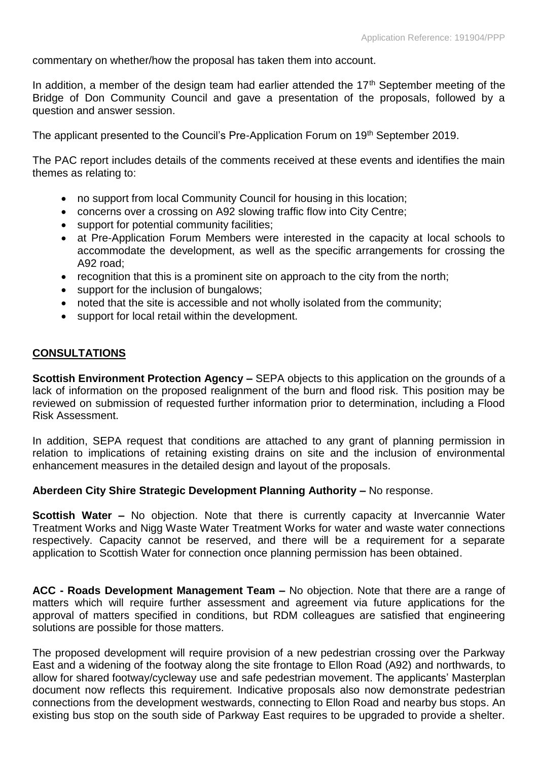commentary on whether/how the proposal has taken them into account.

In addition, a member of the design team had earlier attended the 17th September meeting of the Bridge of Don Community Council and gave a presentation of the proposals, followed by a question and answer session.

The applicant presented to the Council's Pre-Application Forum on 19th September 2019.

The PAC report includes details of the comments received at these events and identifies the main themes as relating to:

- no support from local Community Council for housing in this location;
- concerns over a crossing on A92 slowing traffic flow into City Centre;
- support for potential community facilities;
- at Pre-Application Forum Members were interested in the capacity at local schools to accommodate the development, as well as the specific arrangements for crossing the A92 road;
- recognition that this is a prominent site on approach to the city from the north;
- support for the inclusion of bungalows;
- noted that the site is accessible and not wholly isolated from the community;
- support for local retail within the development.

## CONSULTATIONS

**Scottish Environment Protection Agency –** SEPA objects to this application on the grounds of a lack of information on the proposed realignment of the burn and flood risk. This position may be reviewed on submission of requested further information prior to determination, including a Flood Risk Assessment.

In addition, SEPA request that conditions are attached to any grant of planning permission in relation to implications of retaining existing drains on site and the inclusion of environmental enhancement measures in the detailed design and layout of the proposals.

**Aberdeen City Shire Strategic Development Planning Authority –** No response.

**Scottish Water –** No objection. Note that there is currently capacity at Invercannie Water Treatment Works and Nigg Waste Water Treatment Works for water and waste water connections respectively. Capacity cannot be reserved, and there will be a requirement for a separate application to Scottish Water for connection once planning permission has been obtained.

**ACC - Roads Development Management Team –** No objection. Note that there are a range of matters which will require further assessment and agreement via future applications for the approval of matters specified in conditions, but RDM colleagues are satisfied that engineering solutions are possible for those matters.

The proposed development will require provision of a new pedestrian crossing over the Parkway East and a widening of the footway along the site frontage to Ellon Road (A92) and northwards, to allow for shared footway/cycleway use and safe pedestrian movement. The applicants' Masterplan document now reflects this requirement. Indicative proposals also now demonstrate pedestrian connections from the development westwards, connecting to Ellon Road and nearby bus stops. An existing bus stop on the south side of Parkway East requires to be upgraded to provide a shelter.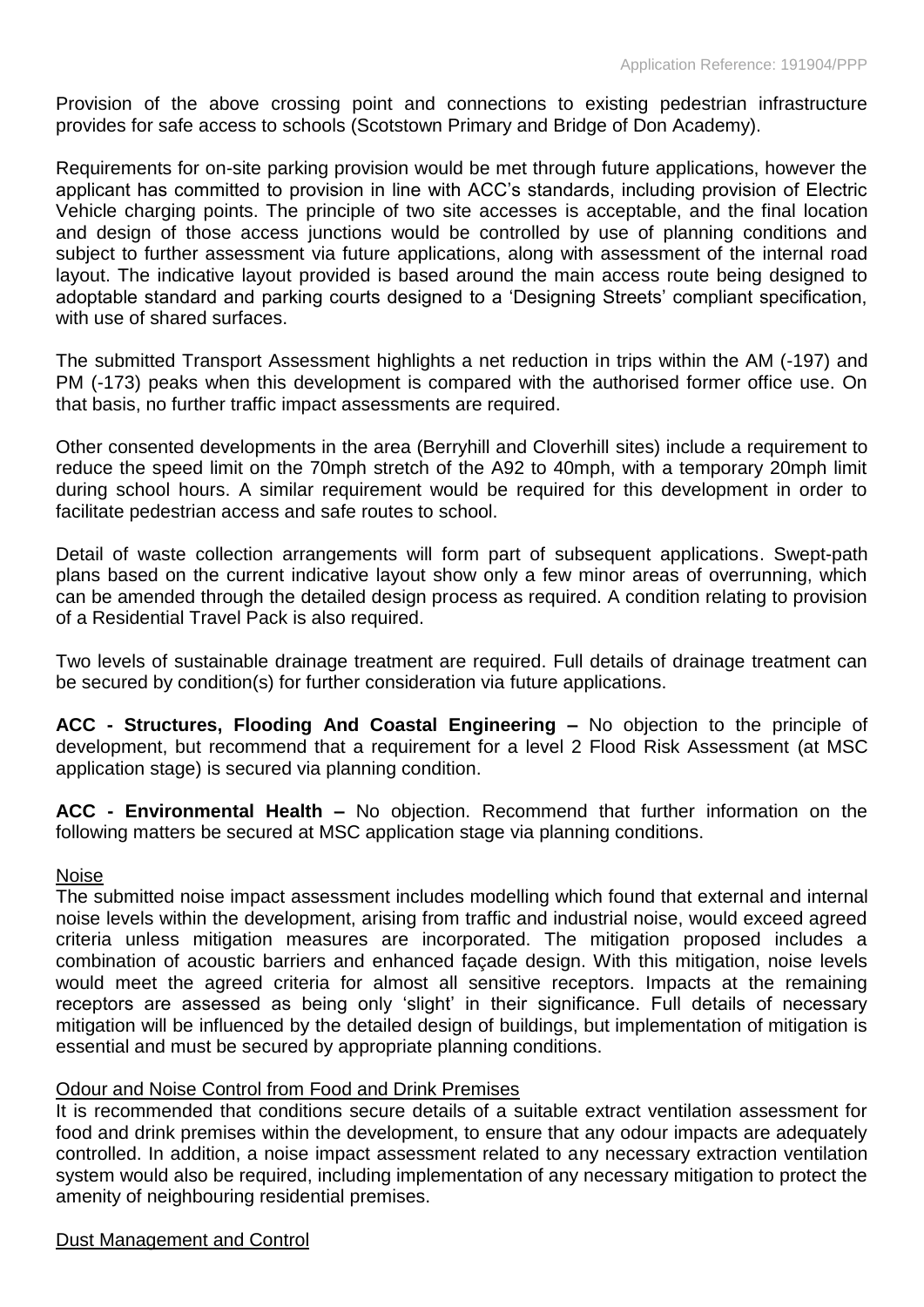Provision of the above crossing point and connections to existing pedestrian infrastructure provides for safe access to schools (Scotstown Primary and Bridge of Don Academy).

Requirements for on-site parking provision would be met through future applications, however the applicant has committed to provision in line with ACC's standards, including provision of Electric Vehicle charging points. The principle of two site accesses is acceptable, and the final location and design of those access junctions would be controlled by use of planning conditions and subject to further assessment via future applications, along with assessment of the internal road layout. The indicative layout provided is based around the main access route being designed to adoptable standard and parking courts designed to a 'Designing Streets' compliant specification, with use of shared surfaces.

The submitted Transport Assessment highlights a net reduction in trips within the AM (-197) and PM (-173) peaks when this development is compared with the authorised former office use. On that basis, no further traffic impact assessments are required.

Other consented developments in the area (Berryhill and Cloverhill sites) include a requirement to reduce the speed limit on the 70mph stretch of the A92 to 40mph, with a temporary 20mph limit during school hours. A similar requirement would be required for this development in order to facilitate pedestrian access and safe routes to school.

Detail of waste collection arrangements will form part of subsequent applications. Swept-path plans based on the current indicative layout show only a few minor areas of overrunning, which can be amended through the detailed design process as required. A condition relating to provision of a Residential Travel Pack is also required.

Two levels of sustainable drainage treatment are required. Full details of drainage treatment can be secured by condition(s) for further consideration via future applications.

**ACC - Structures, Flooding And Coastal Engineering –** No objection to the principle of development, but recommend that a requirement for a level 2 Flood Risk Assessment (at MSC application stage) is secured via planning condition.

**ACC - Environmental Health –** No objection. Recommend that further information on the following matters be secured at MSC application stage via planning conditions.

Noise

The submitted noise impact assessment includes modelling which found that external and internal noise levels within the development, arising from traffic and industrial noise, would exceed agreed criteria unless mitigation measures are incorporated. The mitigation proposed includes a combination of acoustic barriers and enhanced façade design. With this mitigation, noise levels would meet the agreed criteria for almost all sensitive receptors. Impacts at the remaining receptors are assessed as being only 'slight' in their significance. Full details of necessary mitigation will be influenced by the detailed design of buildings, but implementation of mitigation is essential and must be secured by appropriate planning conditions.

Odour and Noise Control from Food and Drink Premises

It is recommended that conditions secure details of a suitable extract ventilation assessment for food and drink premises within the development, to ensure that any odour impacts are adequately controlled. In addition, a noise impact assessment related to any necessary extraction ventilation system would also be required, including implementation of any necessary mitigation to protect the amenity of neighbouring residential premises.

Dust Management and Control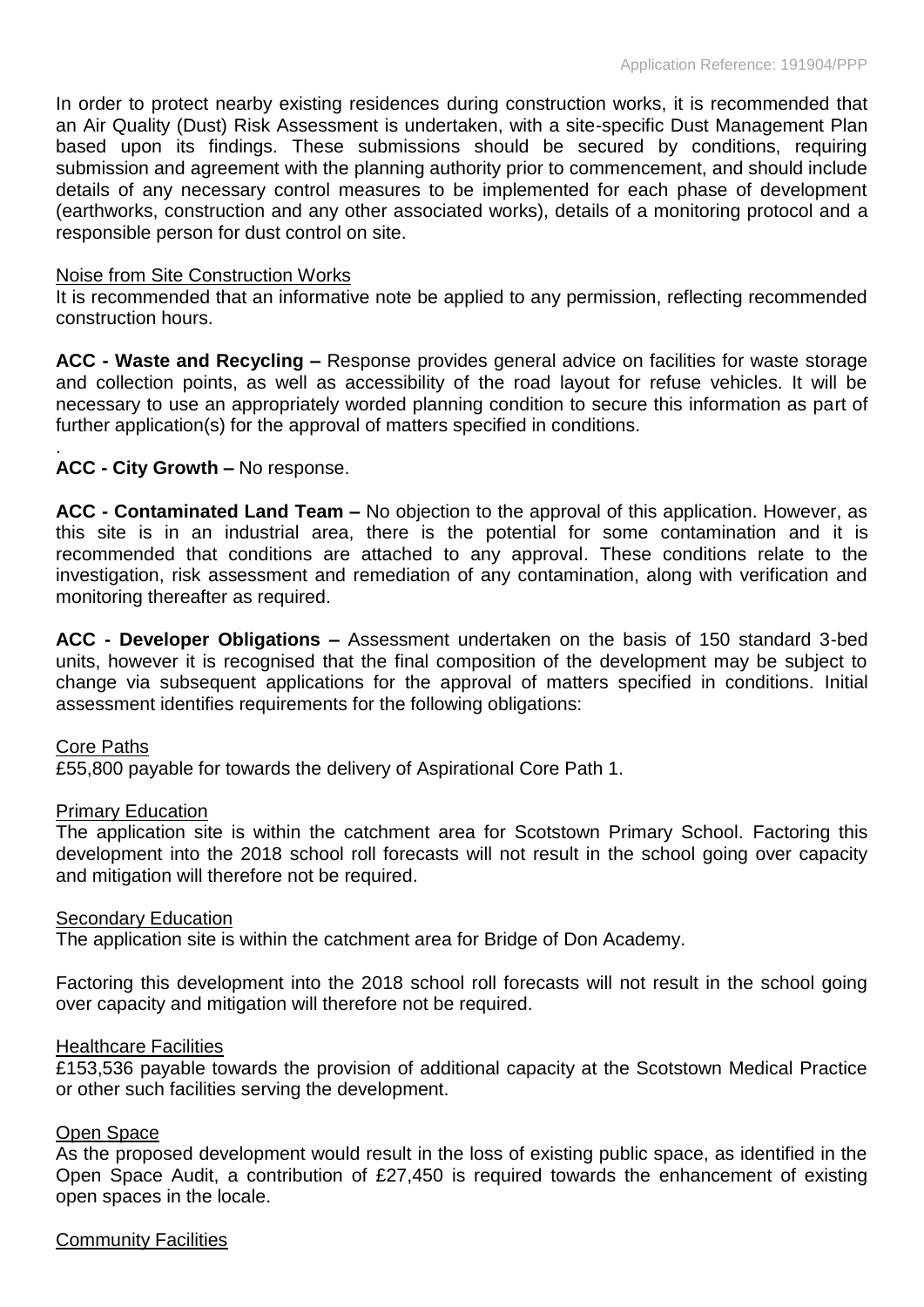In order to protect nearby existing residences during construction works, it is recommended that an Air Quality (Dust) Risk Assessment is undertaken, with a site-specific Dust Management Plan based upon its findings. These submissions should be secured by conditions, requiring submission and agreement with the planning authority prior to commencement, and should include details of any necessary control measures to be implemented for each phase of development (earthworks, construction and any other associated works), details of a monitoring protocol and a responsible person for dust control on site.

Noise from Site Construction Works

It is recommended that an informative note be applied to any permission, reflecting recommended construction hours.

**ACC - Waste and Recycling –** Response provides general advice on facilities for waste storage and collection points, as well as accessibility of the road layout for refuse vehicles. It will be necessary to use an appropriately worded planning condition to secure this information as part of further application(s) for the approval of matters specified in conditions.

.

**ACC - City Growth –** No response.

**ACC - Contaminated Land Team –** No objection to the approval of this application. However, as this site is in an industrial area, there is the potential for some contamination and it is recommended that conditions are attached to any approval. These conditions relate to the investigation, risk assessment and remediation of any contamination, along with verification and monitoring thereafter as required.

**ACC - Developer Obligations –** Assessment undertaken on the basis of 150 standard 3-bed units, however it is recognised that the final composition of the development may be subject to change via subsequent applications for the approval of matters specified in conditions. Initial assessment identifies requirements for the following obligations:

Core Paths

£55,800 payable for towards the delivery of Aspirational Core Path 1.

Primary Education

The application site is within the catchment area for Scotstown Primary School. Factoring this development into the 2018 school roll forecasts will not result in the school going over capacity and mitigation will therefore not be required.

Secondary Education

The application site is within the catchment area for Bridge of Don Academy.

Factoring this development into the 2018 school roll forecasts will not result in the school going over capacity and mitigation will therefore not be required.

Healthcare Facilities

£153,536 payable towards the provision of additional capacity at the Scotstown Medical Practice or other such facilities serving the development.

Open Space

As the proposed development would result in the loss of existing public space, as identified in the Open Space Audit, a contribution of £27,450 is required towards the enhancement of existing open spaces in the locale.

Community Facilities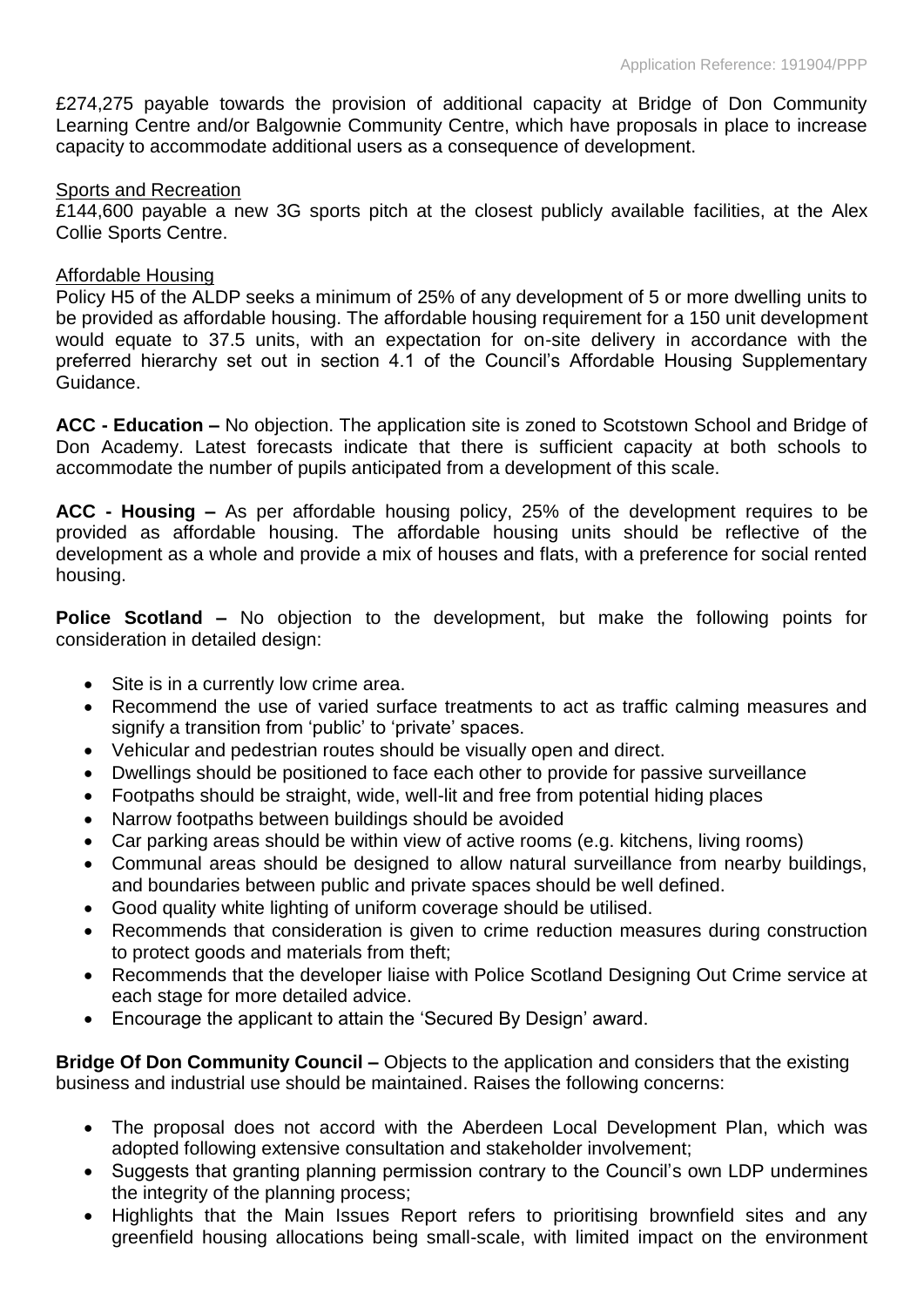£274,275 payable towards the provision of additional capacity at Bridge of Don Community Learning Centre and/or Balgownie Community Centre, which have proposals in place to increase capacity to accommodate additional users as a consequence of development.

Sports and Recreation

£144,600 payable a new 3G sports pitch at the closest publicly available facilities, at the Alex Collie Sports Centre.

Affordable Housing

Policy H5 of the ALDP seeks a minimum of 25% of any development of 5 or more dwelling units to be provided as affordable housing. The affordable housing requirement for a 150 unit development would equate to 37.5 units, with an expectation for on-site delivery in accordance with the preferred hierarchy set out in section 4.1 of the Council's Affordable Housing Supplementary Guidance.

**ACC - Education –** No objection. The application site is zoned to Scotstown School and Bridge of Don Academy. Latest forecasts indicate that there is sufficient capacity at both schools to accommodate the number of pupils anticipated from a development of this scale.

**ACC - Housing –** As per affordable housing policy, 25% of the development requires to be provided as affordable housing. The affordable housing units should be reflective of the development as a whole and provide a mix of houses and flats, with a preference for social rented housing.

**Police Scotland –** No objection to the development, but make the following points for consideration in detailed design:

- Site is in a currently low crime area.
- Recommend the use of varied surface treatments to act as traffic calming measures and signify a transition from 'public' to 'private' spaces.
- Vehicular and pedestrian routes should be visually open and direct.
- Dwellings should be positioned to face each other to provide for passive surveillance
- Footpaths should be straight, wide, well-lit and free from potential hiding places
- Narrow footpaths between buildings should be avoided
- Car parking areas should be within view of active rooms (e.g. kitchens, living rooms)
- Communal areas should be designed to allow natural surveillance from nearby buildings, and boundaries between public and private spaces should be well defined.
- Good quality white lighting of uniform coverage should be utilised.
- Recommends that consideration is given to crime reduction measures during construction to protect goods and materials from theft;
- Recommends that the developer liaise with Police Scotland Designing Out Crime service at each stage for more detailed advice.
- Encourage the applicant to attain the 'Secured By Design' award.

**Bridge Of Don Community Council –** Objects to the application and considers that the existing business and industrial use should be maintained. Raises the following concerns:

- The proposal does not accord with the Aberdeen Local Development Plan, which was adopted following extensive consultation and stakeholder involvement;
- Suggests that granting planning permission contrary to the Council's own LDP undermines the integrity of the planning process;
- Highlights that the Main Issues Report refers to prioritising brownfield sites and any greenfield housing allocations being small-scale, with limited impact on the environment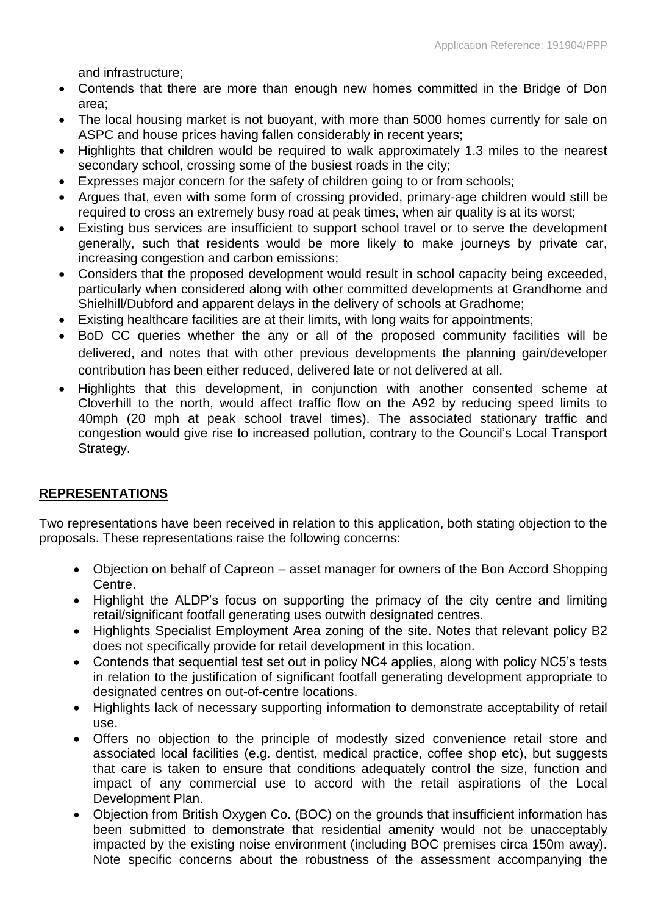and infrastructure;

- Contends that there are more than enough new homes committed in the Bridge of Don area;
- The local housing market is not buoyant, with more than 5000 homes currently for sale on ASPC and house prices having fallen considerably in recent years;
- Highlights that children would be required to walk approximately 1.3 miles to the nearest secondary school, crossing some of the busiest roads in the city;
- Expresses major concern for the safety of children going to or from schools;
- Argues that, even with some form of crossing provided, primary-age children would still be required to cross an extremely busy road at peak times, when air quality is at its worst;
- Existing bus services are insufficient to support school travel or to serve the development generally, such that residents would be more likely to make journeys by private car, increasing congestion and carbon emissions;
- Considers that the proposed development would result in school capacity being exceeded, particularly when considered along with other committed developments at Grandhome and Shielhill/Dubford and apparent delays in the delivery of schools at Gradhome;
- Existing healthcare facilities are at their limits, with long waits for appointments;
- BoD CC queries whether the any or all of the proposed community facilities will be delivered, and notes that with other previous developments the planning gain/developer contribution has been either reduced, delivered late or not delivered at all.
- Highlights that this development, in conjunction with another consented scheme at Cloverhill to the north, would affect traffic flow on the A92 by reducing speed limits to 40mph (20 mph at peak school travel times). The associated stationary traffic and congestion would give rise to increased pollution, contrary to the Council's Local Transport Strategy.

## REPRESENTATIONS

Two representations have been received in relation to this application, both stating objection to the proposals. These representations raise the following concerns:

- Objection on behalf of Capreon – asset manager for owners of the Bon Accord Shopping Centre.
- Highlight the ALDP's focus on supporting the primacy of the city centre and limiting retail/significant footfall generating uses outwith designated centres.
- Highlights Specialist Employment Area zoning of the site. Notes that relevant policy B2 does not specifically provide for retail development in this location.
- Contends that sequential test set out in policy NC4 applies, along with policy NC5's tests in relation to the justification of significant footfall generating development appropriate to designated centres on out-of-centre locations.
- Highlights lack of necessary supporting information to demonstrate acceptability of retail use.
- Offers no objection to the principle of modestly sized convenience retail store and associated local facilities (e.g. dentist, medical practice, coffee shop etc), but suggests that care is taken to ensure that conditions adequately control the size, function and impact of any commercial use to accord with the retail aspirations of the Local Development Plan.
- Objection from British Oxygen Co. (BOC) on the grounds that insufficient information has been submitted to demonstrate that residential amenity would not be unacceptably impacted by the existing noise environment (including BOC premises circa 150m away). Note specific concerns about the robustness of the assessment accompanying the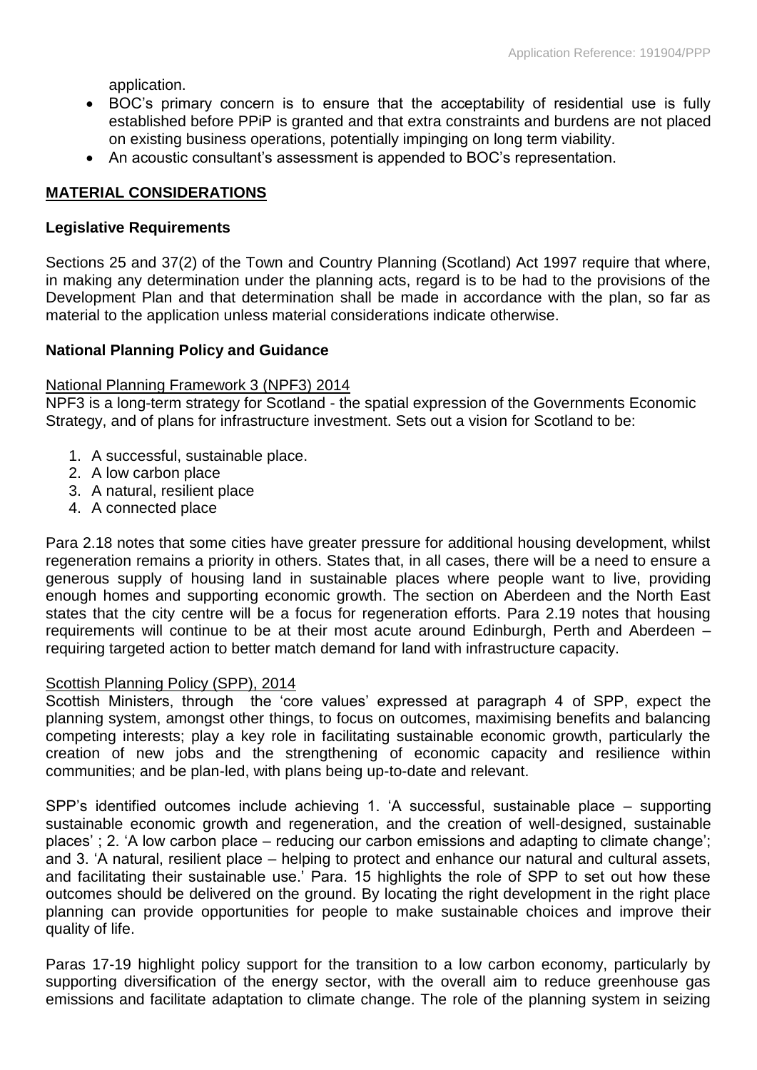application.

- BOC's primary concern is to ensure that the acceptability of residential use is fully established before PPiP is granted and that extra constraints and burdens are not placed on existing business operations, potentially impinging on long term viability.
- An acoustic consultant's assessment is appended to BOC's representation.

## MATERIAL CONSIDERATIONS

### Legislative Requirements

Sections 25 and 37(2) of the Town and Country Planning (Scotland) Act 1997 require that where, in making any determination under the planning acts, regard is to be had to the provisions of the Development Plan and that determination shall be made in accordance with the plan, so far as material to the application unless material considerations indicate otherwise.

### National Planning Policy and Guidance

National Planning Framework 3 (NPF3) 2014

NPF3 is a long-term strategy for Scotland - the spatial expression of the Governments Economic Strategy, and of plans for infrastructure investment. Sets out a vision for Scotland to be:

1. A successful, sustainable place.
2. A low carbon place
3. A natural, resilient place
4. A connected place

Para 2.18 notes that some cities have greater pressure for additional housing development, whilst regeneration remains a priority in others. States that, in all cases, there will be a need to ensure a generous supply of housing land in sustainable places where people want to live, providing enough homes and supporting economic growth. The section on Aberdeen and the North East states that the city centre will be a focus for regeneration efforts. Para 2.19 notes that housing requirements will continue to be at their most acute around Edinburgh, Perth and Aberdeen – requiring targeted action to better match demand for land with infrastructure capacity.

Scottish Planning Policy (SPP), 2014

Scottish Ministers, through the 'core values' expressed at paragraph 4 of SPP, expect the planning system, amongst other things, to focus on outcomes, maximising benefits and balancing competing interests; play a key role in facilitating sustainable economic growth, particularly the creation of new jobs and the strengthening of economic capacity and resilience within communities; and be plan-led, with plans being up-to-date and relevant.

SPP's identified outcomes include achieving 1. 'A successful, sustainable place – supporting sustainable economic growth and regeneration, and the creation of well-designed, sustainable places' ; 2. 'A low carbon place – reducing our carbon emissions and adapting to climate change'; and 3. 'A natural, resilient place – helping to protect and enhance our natural and cultural assets, and facilitating their sustainable use.' Para. 15 highlights the role of SPP to set out how these outcomes should be delivered on the ground. By locating the right development in the right place planning can provide opportunities for people to make sustainable choices and improve their quality of life.

Paras 17-19 highlight policy support for the transition to a low carbon economy, particularly by supporting diversification of the energy sector, with the overall aim to reduce greenhouse gas emissions and facilitate adaptation to climate change. The role of the planning system in seizing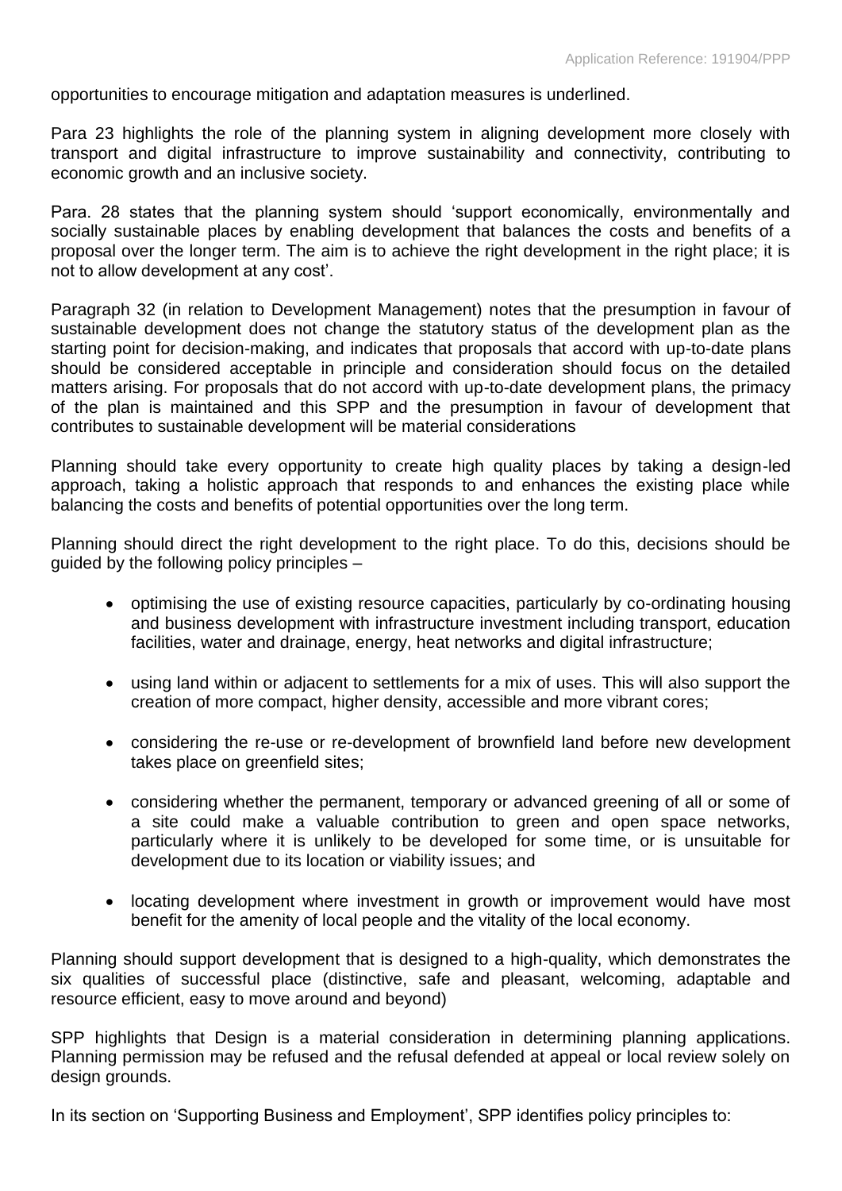opportunities to encourage mitigation and adaptation measures is underlined.

Para 23 highlights the role of the planning system in aligning development more closely with transport and digital infrastructure to improve sustainability and connectivity, contributing to economic growth and an inclusive society.

Para. 28 states that the planning system should 'support economically, environmentally and socially sustainable places by enabling development that balances the costs and benefits of a proposal over the longer term. The aim is to achieve the right development in the right place; it is not to allow development at any cost'.

Paragraph 32 (in relation to Development Management) notes that the presumption in favour of sustainable development does not change the statutory status of the development plan as the starting point for decision-making, and indicates that proposals that accord with up-to-date plans should be considered acceptable in principle and consideration should focus on the detailed matters arising. For proposals that do not accord with up-to-date development plans, the primacy of the plan is maintained and this SPP and the presumption in favour of development that contributes to sustainable development will be material considerations

Planning should take every opportunity to create high quality places by taking a design-led approach, taking a holistic approach that responds to and enhances the existing place while balancing the costs and benefits of potential opportunities over the long term.

Planning should direct the right development to the right place. To do this, decisions should be guided by the following policy principles –

- optimising the use of existing resource capacities, particularly by co-ordinating housing and business development with infrastructure investment including transport, education facilities, water and drainage, energy, heat networks and digital infrastructure;

- using land within or adjacent to settlements for a mix of uses. This will also support the creation of more compact, higher density, accessible and more vibrant cores;

- considering the re-use or re-development of brownfield land before new development takes place on greenfield sites;

- considering whether the permanent, temporary or advanced greening of all or some of a site could make a valuable contribution to green and open space networks, particularly where it is unlikely to be developed for some time, or is unsuitable for development due to its location or viability issues; and

- locating development where investment in growth or improvement would have most benefit for the amenity of local people and the vitality of the local economy.

Planning should support development that is designed to a high-quality, which demonstrates the six qualities of successful place (distinctive, safe and pleasant, welcoming, adaptable and resource efficient, easy to move around and beyond)

SPP highlights that Design is a material consideration in determining planning applications. Planning permission may be refused and the refusal defended at appeal or local review solely on design grounds.

In its section on 'Supporting Business and Employment', SPP identifies policy principles to: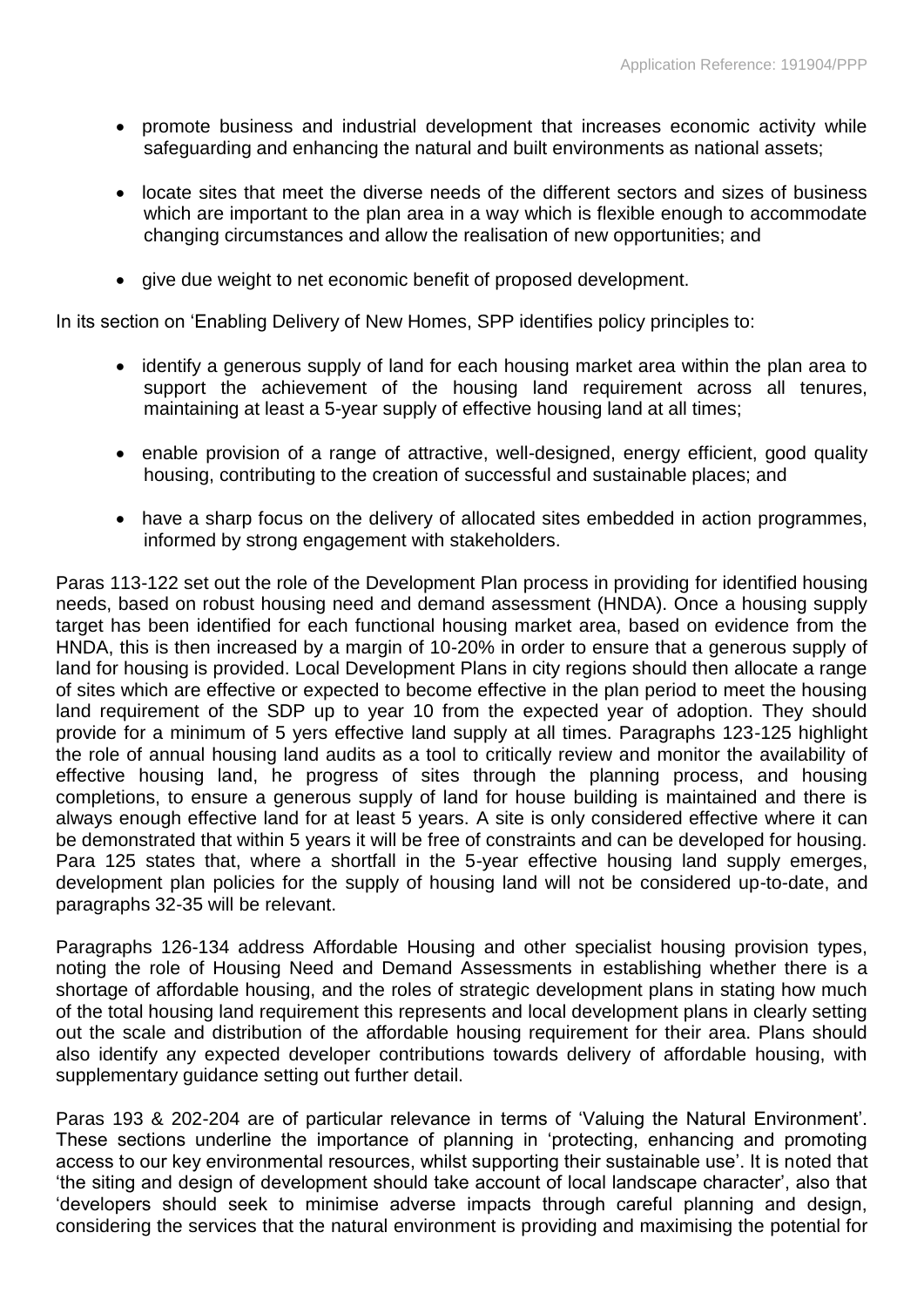- promote business and industrial development that increases economic activity while safeguarding and enhancing the natural and built environments as national assets;
- locate sites that meet the diverse needs of the different sectors and sizes of business which are important to the plan area in a way which is flexible enough to accommodate changing circumstances and allow the realisation of new opportunities; and
- give due weight to net economic benefit of proposed development.

In its section on 'Enabling Delivery of New Homes, SPP identifies policy principles to:

- identify a generous supply of land for each housing market area within the plan area to support the achievement of the housing land requirement across all tenures, maintaining at least a 5-year supply of effective housing land at all times;
- enable provision of a range of attractive, well-designed, energy efficient, good quality housing, contributing to the creation of successful and sustainable places; and
- have a sharp focus on the delivery of allocated sites embedded in action programmes, informed by strong engagement with stakeholders.

Paras 113-122 set out the role of the Development Plan process in providing for identified housing needs, based on robust housing need and demand assessment (HNDA). Once a housing supply target has been identified for each functional housing market area, based on evidence from the HNDA, this is then increased by a margin of 10-20% in order to ensure that a generous supply of land for housing is provided. Local Development Plans in city regions should then allocate a range of sites which are effective or expected to become effective in the plan period to meet the housing land requirement of the SDP up to year 10 from the expected year of adoption. They should provide for a minimum of 5 yers effective land supply at all times. Paragraphs 123-125 highlight the role of annual housing land audits as a tool to critically review and monitor the availability of effective housing land, he progress of sites through the planning process, and housing completions, to ensure a generous supply of land for house building is maintained and there is always enough effective land for at least 5 years. A site is only considered effective where it can be demonstrated that within 5 years it will be free of constraints and can be developed for housing. Para 125 states that, where a shortfall in the 5-year effective housing land supply emerges, development plan policies for the supply of housing land will not be considered up-to-date, and paragraphs 32-35 will be relevant.

Paragraphs 126-134 address Affordable Housing and other specialist housing provision types, noting the role of Housing Need and Demand Assessments in establishing whether there is a shortage of affordable housing, and the roles of strategic development plans in stating how much of the total housing land requirement this represents and local development plans in clearly setting out the scale and distribution of the affordable housing requirement for their area. Plans should also identify any expected developer contributions towards delivery of affordable housing, with supplementary guidance setting out further detail.

Paras 193 & 202-204 are of particular relevance in terms of 'Valuing the Natural Environment'. These sections underline the importance of planning in 'protecting, enhancing and promoting access to our key environmental resources, whilst supporting their sustainable use'. It is noted that 'the siting and design of development should take account of local landscape character', also that 'developers should seek to minimise adverse impacts through careful planning and design, considering the services that the natural environment is providing and maximising the potential for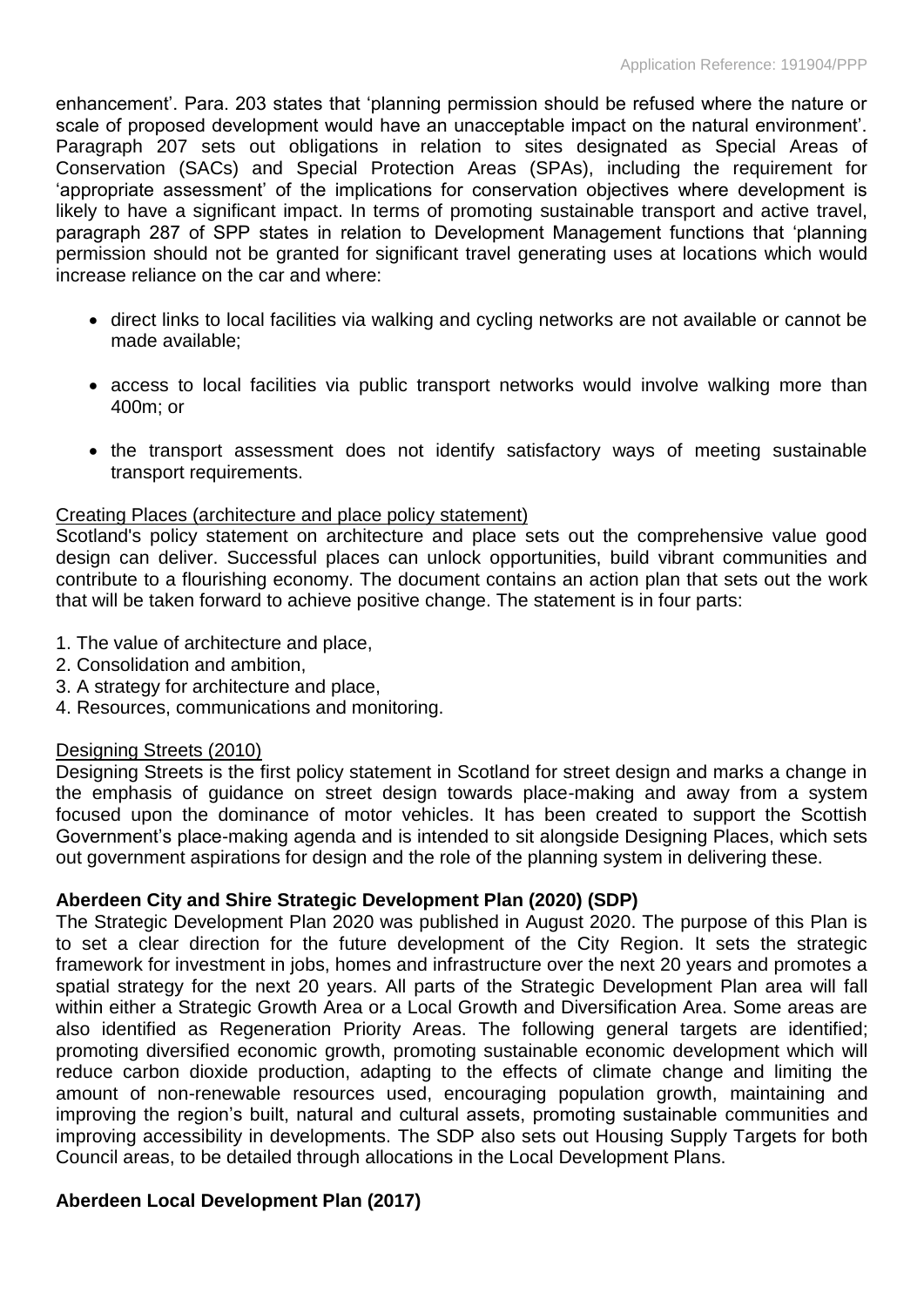enhancement'. Para. 203 states that 'planning permission should be refused where the nature or scale of proposed development would have an unacceptable impact on the natural environment'. Paragraph 207 sets out obligations in relation to sites designated as Special Areas of Conservation (SACs) and Special Protection Areas (SPAs), including the requirement for 'appropriate assessment' of the implications for conservation objectives where development is likely to have a significant impact. In terms of promoting sustainable transport and active travel, paragraph 287 of SPP states in relation to Development Management functions that 'planning permission should not be granted for significant travel generating uses at locations which would increase reliance on the car and where:

- direct links to local facilities via walking and cycling networks are not available or cannot be made available;
- access to local facilities via public transport networks would involve walking more than 400m; or
- the transport assessment does not identify satisfactory ways of meeting sustainable transport requirements.

Creating Places (architecture and place policy statement)

Scotland's policy statement on architecture and place sets out the comprehensive value good design can deliver. Successful places can unlock opportunities, build vibrant communities and contribute to a flourishing economy. The document contains an action plan that sets out the work that will be taken forward to achieve positive change. The statement is in four parts:

1. The value of architecture and place,
2. Consolidation and ambition,
3. A strategy for architecture and place,
4. Resources, communications and monitoring.

Designing Streets (2010)

Designing Streets is the first policy statement in Scotland for street design and marks a change in the emphasis of guidance on street design towards place-making and away from a system focused upon the dominance of motor vehicles. It has been created to support the Scottish Government's place-making agenda and is intended to sit alongside Designing Places, which sets out government aspirations for design and the role of the planning system in delivering these.

**Aberdeen City and Shire Strategic Development Plan (2020) (SDP)**

The Strategic Development Plan 2020 was published in August 2020. The purpose of this Plan is to set a clear direction for the future development of the City Region. It sets the strategic framework for investment in jobs, homes and infrastructure over the next 20 years and promotes a spatial strategy for the next 20 years. All parts of the Strategic Development Plan area will fall within either a Strategic Growth Area or a Local Growth and Diversification Area. Some areas are also identified as Regeneration Priority Areas. The following general targets are identified; promoting diversified economic growth, promoting sustainable economic development which will reduce carbon dioxide production, adapting to the effects of climate change and limiting the amount of non-renewable resources used, encouraging population growth, maintaining and improving the region's built, natural and cultural assets, promoting sustainable communities and improving accessibility in developments. The SDP also sets out Housing Supply Targets for both Council areas, to be detailed through allocations in the Local Development Plans.

**Aberdeen Local Development Plan (2017)**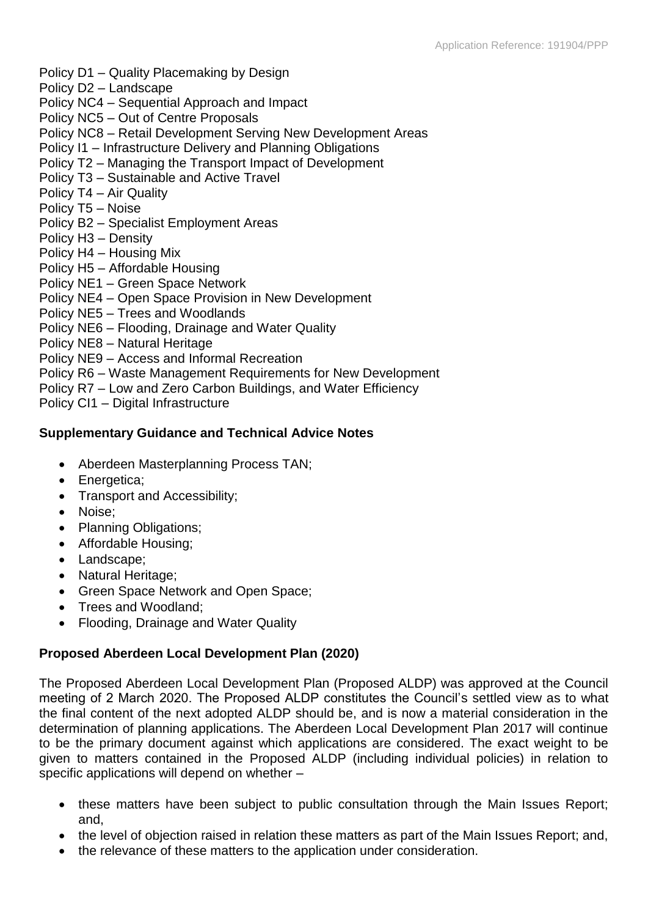Policy D1 – Quality Placemaking by Design
Policy D2 – Landscape
Policy NC4 – Sequential Approach and Impact
Policy NC5 – Out of Centre Proposals
Policy NC8 – Retail Development Serving New Development Areas
Policy I1 – Infrastructure Delivery and Planning Obligations
Policy T2 – Managing the Transport Impact of Development
Policy T3 – Sustainable and Active Travel
Policy T4 – Air Quality
Policy T5 – Noise
Policy B2 – Specialist Employment Areas
Policy H3 – Density
Policy H4 – Housing Mix
Policy H5 – Affordable Housing
Policy NE1 – Green Space Network
Policy NE4 – Open Space Provision in New Development
Policy NE5 – Trees and Woodlands
Policy NE6 – Flooding, Drainage and Water Quality
Policy NE8 – Natural Heritage
Policy NE9 – Access and Informal Recreation
Policy R6 – Waste Management Requirements for New Development
Policy R7 – Low and Zero Carbon Buildings, and Water Efficiency
Policy CI1 – Digital Infrastructure

**Supplementary Guidance and Technical Advice Notes**

- Aberdeen Masterplanning Process TAN;
- Energetica;
- Transport and Accessibility;
- Noise;
- Planning Obligations;
- Affordable Housing;
- Landscape;
- Natural Heritage;
- Green Space Network and Open Space;
- Trees and Woodland;
- Flooding, Drainage and Water Quality

**Proposed Aberdeen Local Development Plan (2020)**

The Proposed Aberdeen Local Development Plan (Proposed ALDP) was approved at the Council meeting of 2 March 2020. The Proposed ALDP constitutes the Council's settled view as to what the final content of the next adopted ALDP should be, and is now a material consideration in the determination of planning applications. The Aberdeen Local Development Plan 2017 will continue to be the primary document against which applications are considered. The exact weight to be given to matters contained in the Proposed ALDP (including individual policies) in relation to specific applications will depend on whether –

- these matters have been subject to public consultation through the Main Issues Report; and,
- the level of objection raised in relation these matters as part of the Main Issues Report; and,
- the relevance of these matters to the application under consideration.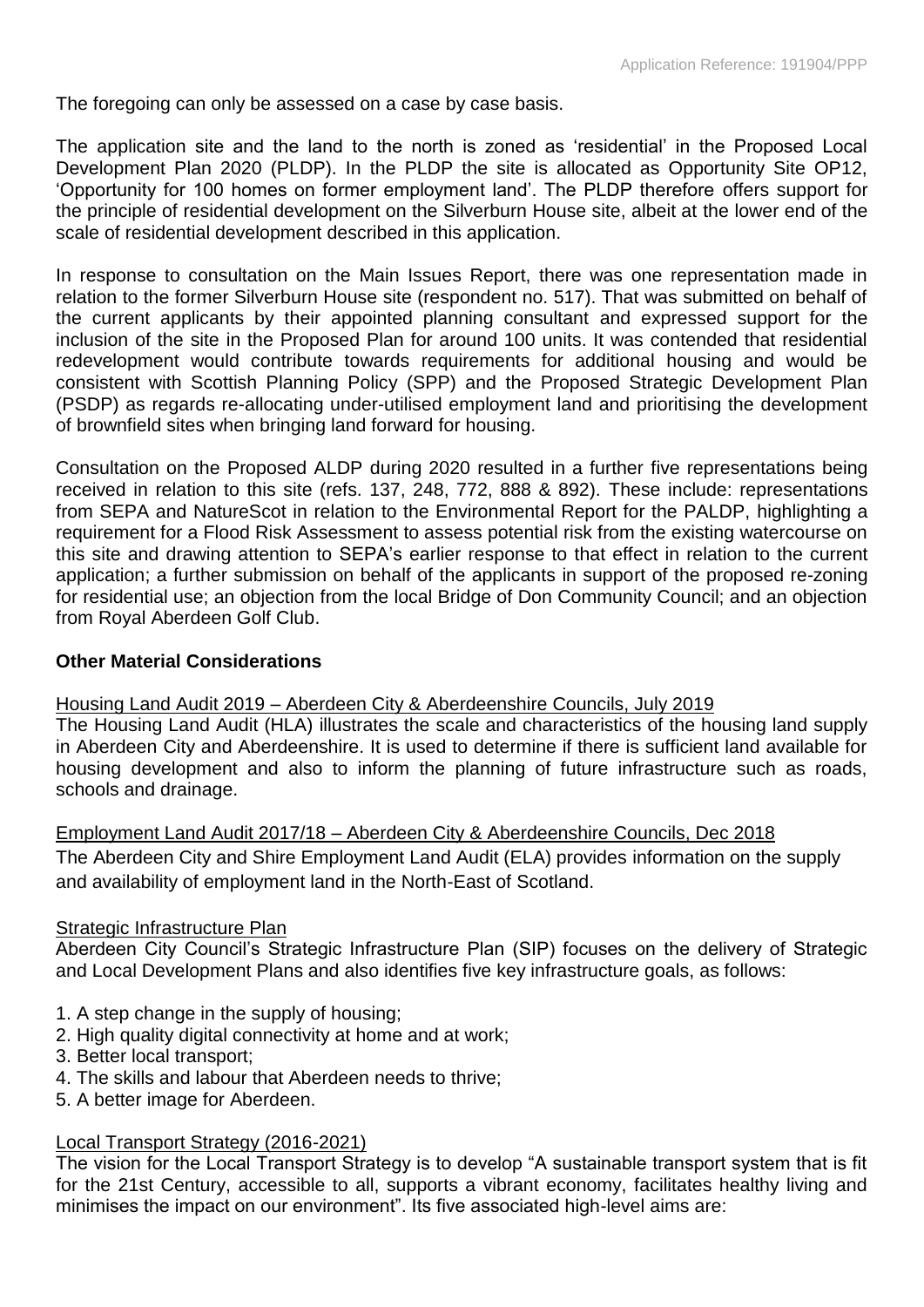The foregoing can only be assessed on a case by case basis.

The application site and the land to the north is zoned as 'residential' in the Proposed Local Development Plan 2020 (PLDP). In the PLDP the site is allocated as Opportunity Site OP12, 'Opportunity for 100 homes on former employment land'. The PLDP therefore offers support for the principle of residential development on the Silverburn House site, albeit at the lower end of the scale of residential development described in this application.

In response to consultation on the Main Issues Report, there was one representation made in relation to the former Silverburn House site (respondent no. 517). That was submitted on behalf of the current applicants by their appointed planning consultant and expressed support for the inclusion of the site in the Proposed Plan for around 100 units. It was contended that residential redevelopment would contribute towards requirements for additional housing and would be consistent with Scottish Planning Policy (SPP) and the Proposed Strategic Development Plan (PSDP) as regards re-allocating under-utilised employment land and prioritising the development of brownfield sites when bringing land forward for housing.

Consultation on the Proposed ALDP during 2020 resulted in a further five representations being received in relation to this site (refs. 137, 248, 772, 888 & 892). These include: representations from SEPA and NatureScot in relation to the Environmental Report for the PALDP, highlighting a requirement for a Flood Risk Assessment to assess potential risk from the existing watercourse on this site and drawing attention to SEPA's earlier response to that effect in relation to the current application; a further submission on behalf of the applicants in support of the proposed re-zoning for residential use; an objection from the local Bridge of Don Community Council; and an objection from Royal Aberdeen Golf Club.

**Other Material Considerations**

Housing Land Audit 2019 – Aberdeen City & Aberdeenshire Councils, July 2019

The Housing Land Audit (HLA) illustrates the scale and characteristics of the housing land supply in Aberdeen City and Aberdeenshire. It is used to determine if there is sufficient land available for housing development and also to inform the planning of future infrastructure such as roads, schools and drainage.

Employment Land Audit 2017/18 – Aberdeen City & Aberdeenshire Councils, Dec 2018

The Aberdeen City and Shire Employment Land Audit (ELA) provides information on the supply and availability of employment land in the North-East of Scotland.

Strategic Infrastructure Plan

Aberdeen City Council's Strategic Infrastructure Plan (SIP) focuses on the delivery of Strategic and Local Development Plans and also identifies five key infrastructure goals, as follows:

1. A step change in the supply of housing;
2. High quality digital connectivity at home and at work;
3. Better local transport;
4. The skills and labour that Aberdeen needs to thrive;
5. A better image for Aberdeen.

Local Transport Strategy (2016-2021)

The vision for the Local Transport Strategy is to develop "A sustainable transport system that is fit for the 21st Century, accessible to all, supports a vibrant economy, facilitates healthy living and minimises the impact on our environment". Its five associated high-level aims are: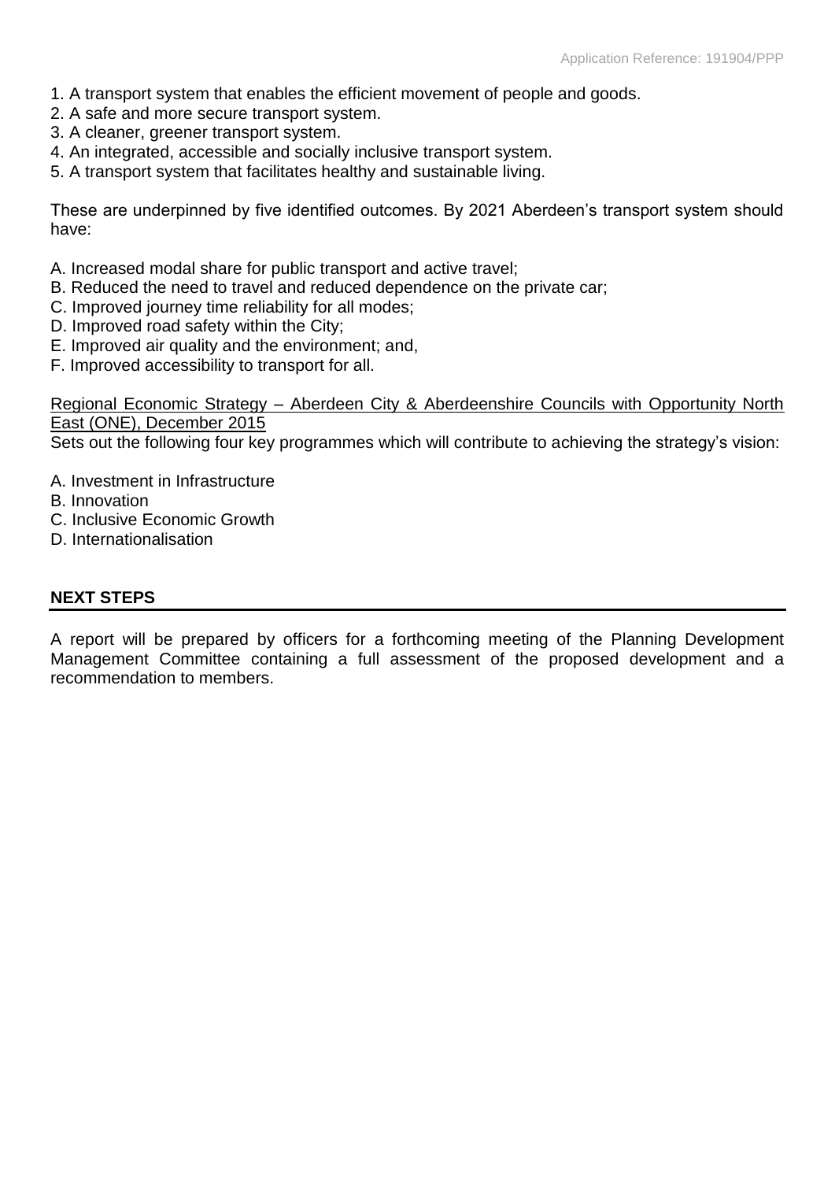1. A transport system that enables the efficient movement of people and goods.
2. A safe and more secure transport system.
3. A cleaner, greener transport system.
4. An integrated, accessible and socially inclusive transport system.
5. A transport system that facilitates healthy and sustainable living.

These are underpinned by five identified outcomes. By 2021 Aberdeen's transport system should have:

A. Increased modal share for public transport and active travel;
B. Reduced the need to travel and reduced dependence on the private car;
C. Improved journey time reliability for all modes;
D. Improved road safety within the City;
E. Improved air quality and the environment; and,
F. Improved accessibility to transport for all.

Regional Economic Strategy – Aberdeen City & Aberdeenshire Councils with Opportunity North East (ONE), December 2015

Sets out the following four key programmes which will contribute to achieving the strategy's vision:

A. Investment in Infrastructure
B. Innovation
C. Inclusive Economic Growth
D. Internationalisation

## NEXT STEPS

A report will be prepared by officers for a forthcoming meeting of the Planning Development Management Committee containing a full assessment of the proposed development and a recommendation to members.